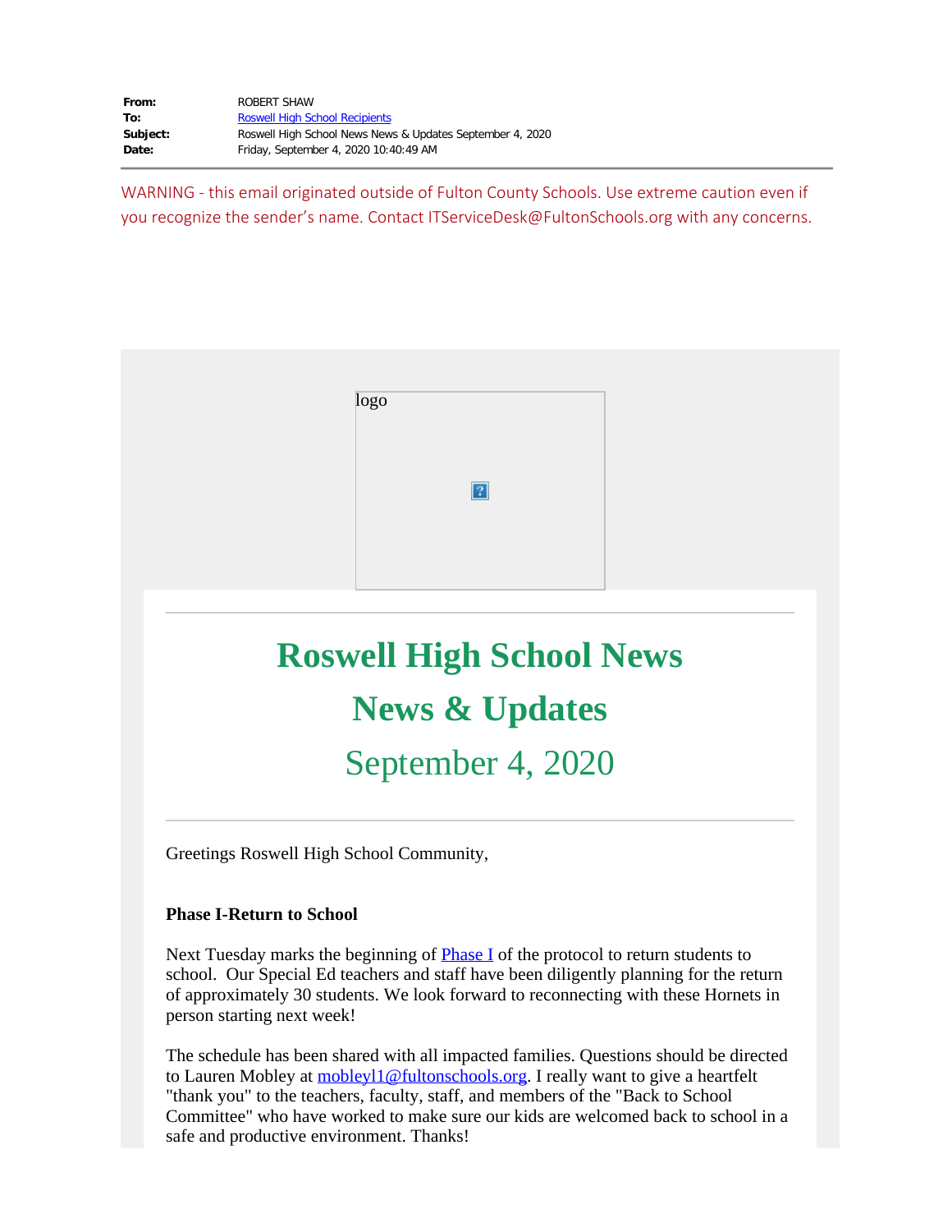| | |
|---|---|
| **From:** | ROBERT SHAW |
| **To:** | Roswell High School Recipients |
| **Subject:** | Roswell High School News News & Updates September 4, 2020 |
| **Date:** | Friday, September 4, 2020 10:40:49 AM |

WARNING - this email originated outside of Fulton County Schools. Use extreme caution even if you recognize the sender's name. Contact ITServiceDesk@FultonSchools.org with any concerns.

logo

# Roswell High School News

# News & Updates

## September 4, 2020

Greetings Roswell High School Community,

**Phase I-Return to School**

Next Tuesday marks the beginning of Phase I of the protocol to return students to school. Our Special Ed teachers and staff have been diligently planning for the return of approximately 30 students. We look forward to reconnecting with these Hornets in person starting next week!

The schedule has been shared with all impacted families. Questions should be directed to Lauren Mobley at mobleyl1@fultonschools.org. I really want to give a heartfelt "thank you" to the teachers, faculty, staff, and members of the "Back to School Committee" who have worked to make sure our kids are welcomed back to school in a safe and productive environment. Thanks!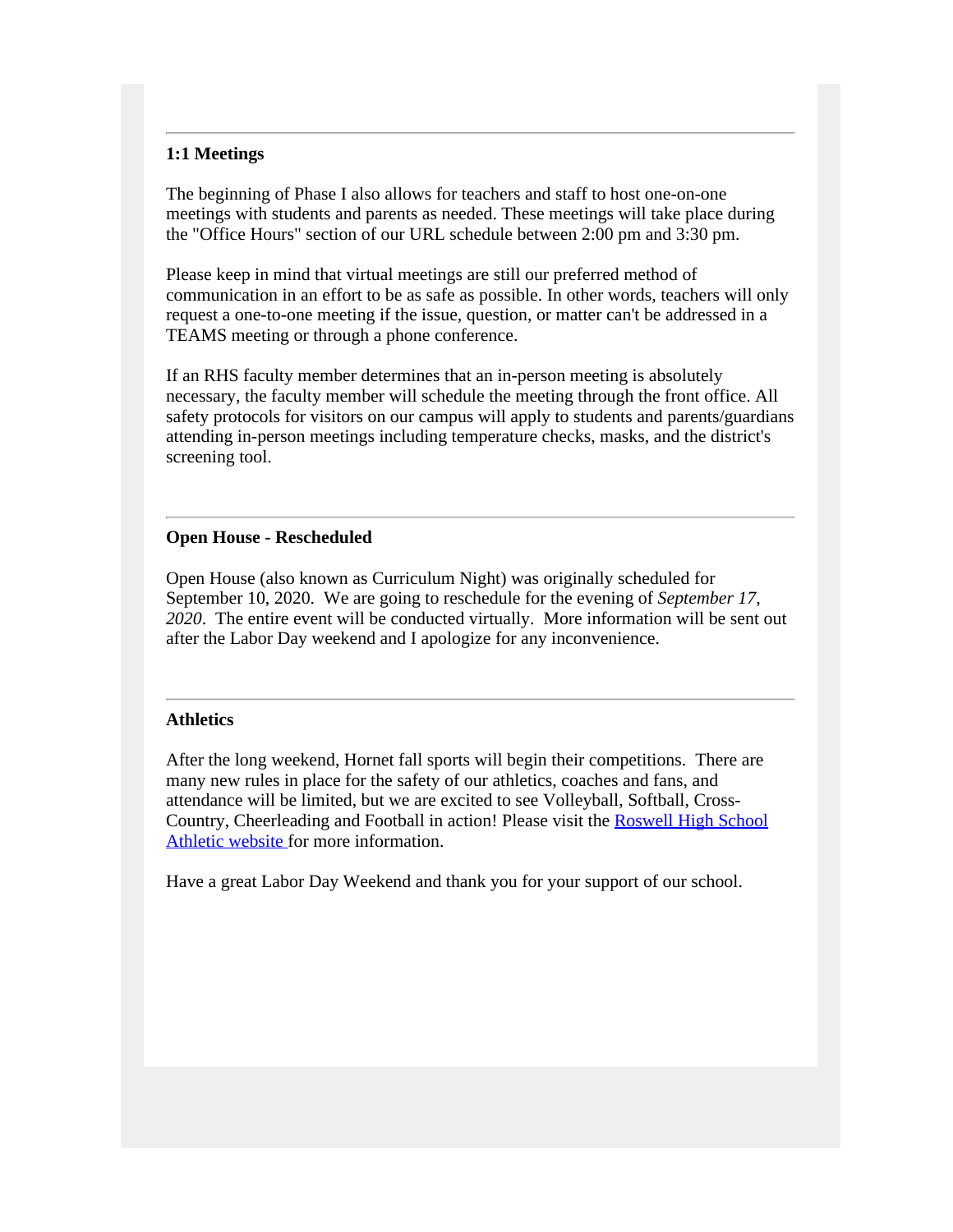---

**1:1 Meetings**

The beginning of Phase I also allows for teachers and staff to host one-on-one meetings with students and parents as needed. These meetings will take place during the "Office Hours" section of our URL schedule between 2:00 pm and 3:30 pm.

Please keep in mind that virtual meetings are still our preferred method of communication in an effort to be as safe as possible. In other words, teachers will only request a one-to-one meeting if the issue, question, or matter can't be addressed in a TEAMS meeting or through a phone conference.

If an RHS faculty member determines that an in-person meeting is absolutely necessary, the faculty member will schedule the meeting through the front office. All safety protocols for visitors on our campus will apply to students and parents/guardians attending in-person meetings including temperature checks, masks, and the district's screening tool.

---

**Open House - Rescheduled**

Open House (also known as Curriculum Night) was originally scheduled for September 10, 2020. We are going to reschedule for the evening of *September 17, 2020*. The entire event will be conducted virtually. More information will be sent out after the Labor Day weekend and I apologize for any inconvenience.

---

**Athletics**

After the long weekend, Hornet fall sports will begin their competitions. There are many new rules in place for the safety of our athletics, coaches and fans, and attendance will be limited, but we are excited to see Volleyball, Softball, Cross-Country, Cheerleading and Football in action! Please visit the Roswell High School Athletic website for more information.

Have a great Labor Day Weekend and thank you for your support of our school.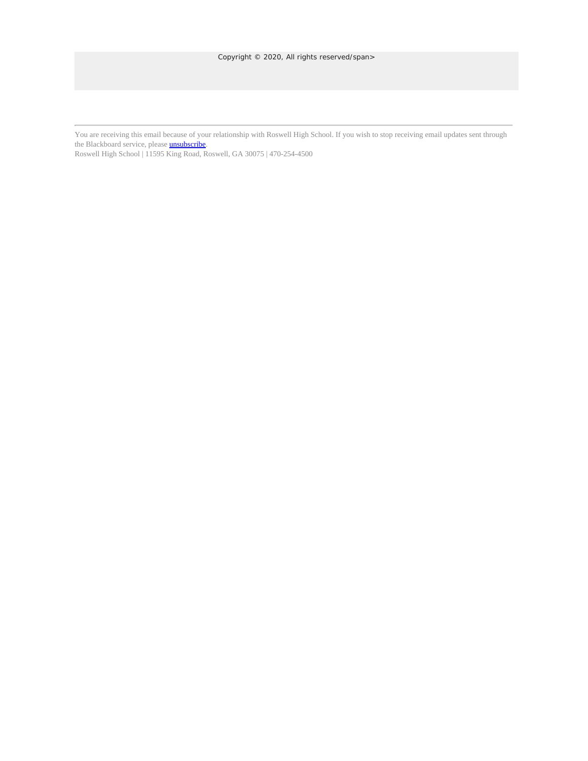Copyright © 2020, All rights reserved/span>

---

You are receiving this email because of your relationship with Roswell High School. If you wish to stop receiving email updates sent through the Blackboard service, please unsubscribe.

Roswell High School | 11595 King Road, Roswell, GA 30075 | 470-254-4500